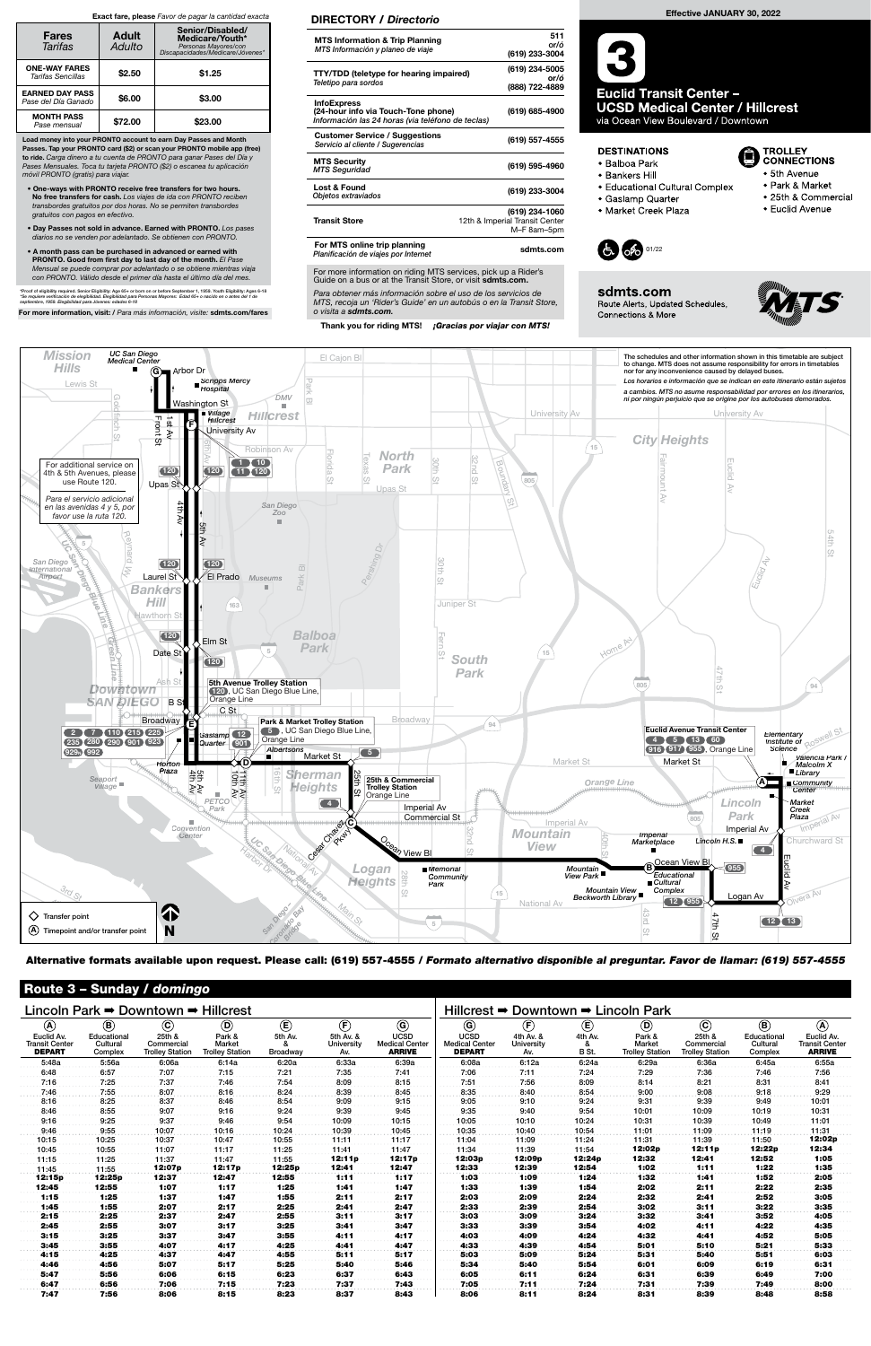**Exact fare, please** *Favor de pagar la cantidad exacta*

| Fares *Tarifas* | Adult *Adulto* | Senior/Disabled/ Medicare/Youth* *Personas Mayores/con Discapacidades/Medicare/Jóvenes* |
|---|---|---|
| **ONE-WAY FARES** *Tarifas Sencillas* | $2.50 | $1.25 |
| **EARNED DAY PASS** *Pase del Día Ganado* | $6.00 | $3.00 |
| **MONTH PASS** *Pase mensual* | $72.00 | $23.00 |

**Load money into your PRONTO account to earn Day Passes and Month Passes. Tap your PRONTO card ($2) or scan your PRONTO mobile app (free) to ride.** *Carga dinero a tu cuenta de PRONTO para ganar Pases del Día y Pases Mensuales. Toca tu tarjeta PRONTO ($2) o escanea tu aplicación móvil PRONTO (gratis) para viajar.*

- **One-ways with PRONTO receive free transfers for two hours. No free transfers for cash.** *Los viajes de ida con PRONTO reciben transbordes gratuitos por dos horas. No se permiten transbordes gratuitos con pagos en efectivo.*
- **Day Passes not sold in advance. Earned with PRONTO.** *Los pases diarios no se venden por adelantado. Se obtienen con PRONTO.*
- **A month pass can be purchased in advanced or earned with PRONTO. Good from first day to last day of the month.** *El Pase Mensual se puede comprar por adelantado o se obtiene mientras viaja con PRONTO. Válido desde el primer día hasta el último día del mes.*

*Proof of eligibility required. Senior Eligibility: Age 65+ or born on or before September 1, 1959. Youth Eligibility: Ages 6-18
*Se requiere verificación de elegibilidad. Elegibilidad para Personas Mayores: Edad 65+ o nacido en o antes del 1 de septiembre, 1959. Elegibilidad para Jóvenes: edades 6-18

**For more information, visit:** / *Para más información, visite:* **sdmts.com/fares**

## DIRECTORY / *Directorio*

| | |
|---|---|
| **MTS Information & Trip Planning** *MTS Información y planeo de viaje* | 511 or/ó (619) 233-3004 |
| **TTY/TDD (teletype for hearing impaired)** *Teletipo para sordos* | (619) 234-5005 or/ó (888) 722-4889 |
| **InfoExpress (24-hour info via Touch-Tone phone)** *Información las 24 horas (via teléfono de teclas)* | (619) 685-4900 |
| **Customer Service / Suggestions** *Servicio al cliente / Sugerencias* | (619) 557-4555 |
| **MTS Security** *MTS Seguridad* | (619) 595-4960 |
| **Lost & Found** *Objetos extraviados* | (619) 233-3004 |
| **Transit Store** | (619) 234-1060 12th & Imperial Transit Center M–F 8am–5pm |
| **For MTS online trip planning** *Planificación de viajes por Internet* | sdmts.com |

For more information on riding MTS services, pick up a Rider's Guide on a bus or at the Transit Store, or visit **sdmts.com.**

*Para obtener más información sobre el uso de los servicios de MTS, recoja un 'Rider's Guide' en un autobús o en la Transit Store, o visita a* **sdmts.com.**

**Thank you for riding MTS!** *¡Gracias por viajar con MTS!*

**Effective JANUARY 30, 2022**

# 3 Euclid Transit Center – UCSD Medical Center / Hillcrest

via Ocean View Boulevard / Downtown

**DESTINATIONS**
- Balboa Park
- Bankers Hill
- Educational Cultural Complex
- Gaslamp Quarter
- Market Creek Plaza

**TROLLEY CONNECTIONS**
- 5th Avenue
- Park & Market
- 25th & Commercial
- Euclid Avenue

01/22

**sdmts.com**
Route Alerts, Updated Schedules, Connections & More

The schedules and other information shown in this timetable are subject to change. MTS does not assume responsibility for errors in timetables nor for any inconvenience caused by delayed buses.

*Los horarios e información que se indican en este itinerario están sujetos a cambios. MTS no asume responsabilidad por errores en los itinerarios, ni por ningún perjuicio que se origine por los autobuses demorados.*

For additional service on 4th & 5th Avenues, please use Route 120.

*Para el servicio adicional en las avenidas 4 y 5, por favor use la ruta 120.*

◇ Transfer point
Ⓐ Timepoint and/or transfer point

**Alternative formats available upon request. Please call: (619) 557-4555 / *Formato alternativo disponible al preguntar. Favor de llamar: (619) 557-4555***

## Route 3 – Sunday / *domingo*

### Lincoln Park ➡ Downtown ➡ Hillcrest

| Ⓐ Euclid Av. Transit Center **DEPART** | Ⓑ Educational Cultural Complex | Ⓒ 25th & Commercial Trolley Station | Ⓓ Park & Market Trolley Station | Ⓔ 5th Av. & Broadway | Ⓕ 5th Av. & University Av. | Ⓖ UCSD Medical Center **ARRIVE** |
|---|---|---|---|---|---|---|
| 5:48a | 5:56a | 6:06a | 6:14a | 6:20a | 6:33a | 6:39a |
| 6:48 | 6:57 | 7:07 | 7:15 | 7:21 | 7:35 | 7:41 |
| 7:16 | 7:25 | 7:37 | 7:46 | 7:54 | 8:09 | 8:15 |
| 7:46 | 7:55 | 8:07 | 8:16 | 8:24 | 8:39 | 8:45 |
| 8:16 | 8:25 | 8:37 | 8:46 | 8:54 | 9:09 | 9:15 |
| 8:46 | 8:55 | 9:07 | 9:16 | 9:24 | 9:39 | 9:45 |
| 9:16 | 9:25 | 9:37 | 9:46 | 9:54 | 10:09 | 10:15 |
| 9:46 | 9:55 | 10:07 | 10:16 | 10:24 | 10:39 | 10:45 |
| 10:15 | 10:25 | 10:37 | 10:47 | 10:55 | 11:11 | 11:17 |
| 10:45 | 10:55 | 11:07 | 11:17 | 11:25 | 11:41 | 11:47 |
| 11:15 | 11:25 | 11:37 | 11:47 | 11:55 | **12:11p** | **12:17p** |
| 11:45 | 11:55 | **12:07p** | **12:17p** | **12:25p** | **12:41** | **12:47** |
| **12:15p** | **12:25p** | **12:37** | **12:47** | **12:55** | **1:11** | **1:17** |
| **12:45** | **12:55** | **1:07** | **1:17** | **1:25** | **1:41** | **1:47** |
| **1:15** | **1:25** | **1:37** | **1:47** | **1:55** | **2:11** | **2:17** |
| **1:45** | **1:55** | **2:07** | **2:17** | **2:25** | **2:41** | **2:47** |
| **2:15** | **2:25** | **2:37** | **2:47** | **2:55** | **3:11** | **3:17** |
| **2:45** | **2:55** | **3:07** | **3:17** | **3:25** | **3:41** | **3:47** |
| **3:15** | **3:25** | **3:37** | **3:47** | **3:55** | **4:11** | **4:17** |
| **3:45** | **3:55** | **4:07** | **4:17** | **4:25** | **4:41** | **4:47** |
| **4:15** | **4:25** | **4:37** | **4:47** | **4:55** | **5:11** | **5:17** |
| **4:46** | **4:56** | **5:07** | **5:17** | **5:25** | **5:40** | **5:46** |
| **5:47** | **5:56** | **6:06** | **6:15** | **6:23** | **6:37** | **6:43** |
| **6:47** | **6:56** | **7:06** | **7:15** | **7:23** | **7:37** | **7:43** |
| **7:47** | **7:56** | **8:06** | **8:15** | **8:23** | **8:37** | **8:43** |

### Hillcrest ➡ Downtown ➡ Lincoln Park

| Ⓖ UCSD Medical Center **DEPART** | Ⓕ 4th Av. & University Av. | Ⓔ 4th Av. & B St. | Ⓓ Park & Market Trolley Station | Ⓒ 25th & Commercial Trolley Station | Ⓑ Educational Cultural Complex | Ⓐ Euclid Av. Transit Center **ARRIVE** |
|---|---|---|---|---|---|---|
| 6:08a | 6:12a | 6:24a | 6:29a | 6:36a | 6:45a | 6:55a |
| 7:06 | 7:11 | 7:24 | 7:29 | 7:36 | 7:46 | 7:56 |
| 7:51 | 7:56 | 8:09 | 8:14 | 8:21 | 8:31 | 8:41 |
| 8:35 | 8:40 | 8:54 | 9:00 | 9:08 | 9:18 | 9:29 |
| 9:05 | 9:10 | 9:24 | 9:31 | 9:39 | 9:49 | 10:01 |
| 9:35 | 9:40 | 9:54 | 10:01 | 10:09 | 10:19 | 10:31 |
| 10:05 | 10:10 | 10:24 | 10:31 | 10:39 | 10:49 | 11:01 |
| 10:35 | 10:40 | 10:54 | 11:01 | 11:09 | 11:19 | 11:31 |
| 11:04 | 11:09 | 11:24 | 11:31 | 11:39 | 11:50 | **12:02p** |
| 11:34 | 11:39 | 11:54 | **12:02p** | **12:11p** | **12:22p** | **12:34** |
| **12:03p** | **12:09p** | **12:24p** | **12:32** | **12:41** | **12:52** | **1:05** |
| **12:33** | **12:39** | **12:54** | **1:02** | **1:11** | **1:22** | **1:35** |
| **1:03** | **1:09** | **1:24** | **1:32** | **1:41** | **1:52** | **2:05** |
| **1:33** | **1:39** | **1:54** | **2:02** | **2:11** | **2:22** | **2:35** |
| **2:03** | **2:09** | **2:24** | **2:32** | **2:41** | **2:52** | **3:05** |
| **2:33** | **2:39** | **2:54** | **3:02** | **3:11** | **3:22** | **3:35** |
| **3:03** | **3:09** | **3:24** | **3:32** | **3:41** | **3:52** | **4:05** |
| **3:33** | **3:39** | **3:54** | **4:02** | **4:11** | **4:22** | **4:35** |
| **4:03** | **4:09** | **4:24** | **4:32** | **4:41** | **4:52** | **5:05** |
| **4:33** | **4:39** | **4:54** | **5:01** | **5:10** | **5:21** | **5:33** |
| **5:03** | **5:09** | **5:24** | **5:31** | **5:40** | **5:51** | **6:03** |
| **5:34** | **5:40** | **5:54** | **6:01** | **6:09** | **6:19** | **6:31** |
| **6:05** | **6:11** | **6:24** | **6:31** | **6:39** | **6:49** | **7:00** |
| **7:05** | **7:11** | **7:24** | **7:31** | **7:39** | **7:49** | **8:00** |
| **8:06** | **8:11** | **8:24** | **8:31** | **8:39** | **8:48** | **8:58** |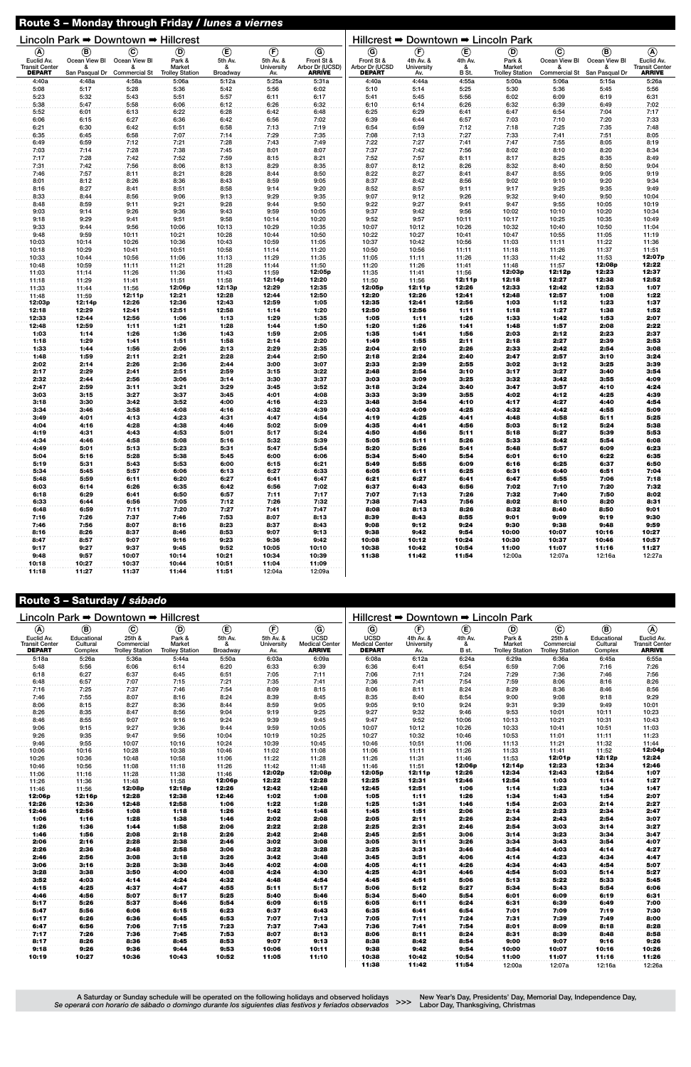## Route 3 – Monday through Friday / *lunes a viernes*

### Lincoln Park ➡ Downtown ➡ Hillcrest

| Ⓐ Euclid Av. Transit Center **DEPART** | Ⓑ Ocean View Bl & San Pasqual Dr | Ⓒ Ocean View Bl & Commercial St | Ⓓ Park & Market Trolley Station | Ⓔ 5th Av. & Broadway | Ⓕ 5th Av. & University Av. | Ⓖ Front St & Arbor Dr (UCSD) **ARRIVE** |
|---|---|---|---|---|---|---|
| 4:40a | 4:48a | 4:58a | 5:06a | 5:12a | 5:25a | 5:31a |
| 5:08 | 5:17 | 5:28 | 5:36 | 5:42 | 5:56 | 6:02 |
| 5:23 | 5:32 | 5:43 | 5:51 | 5:57 | 6:11 | 6:17 |
| 5:38 | 5:47 | 5:58 | 6:06 | 6:12 | 6:26 | 6:32 |
| 5:52 | 6:01 | 6:13 | 6:22 | 6:28 | 6:42 | 6:48 |
| 6:06 | 6:15 | 6:27 | 6:36 | 6:42 | 6:56 | 7:02 |
| 6:21 | 6:30 | 6:42 | 6:51 | 6:58 | 7:13 | 7:19 |
| 6:35 | 6:45 | 6:58 | 7:07 | 7:14 | 7:29 | 7:35 |
| 6:49 | 6:59 | 7:12 | 7:21 | 7:28 | 7:43 | 7:49 |
| 7:03 | 7:14 | 7:28 | 7:38 | 7:45 | 8:01 | 8:07 |
| 7:17 | 7:28 | 7:42 | 7:52 | 7:59 | 8:15 | 8:21 |
| 7:31 | 7:42 | 7:56 | 8:06 | 8:13 | 8:29 | 8:35 |
| 7:46 | 7:57 | 8:11 | 8:21 | 8:28 | 8:44 | 8:50 |
| 8:01 | 8:12 | 8:26 | 8:36 | 8:43 | 8:59 | 9:05 |
| 8:16 | 8:27 | 8:41 | 8:51 | 8:58 | 9:14 | 9:20 |
| 8:33 | 8:44 | 8:56 | 9:06 | 9:13 | 9:29 | 9:35 |
| 8:48 | 8:59 | 9:11 | 9:21 | 9:28 | 9:44 | 9:50 |
| 9:03 | 9:14 | 9:26 | 9:36 | 9:43 | 9:59 | 10:05 |
| 9:18 | 9:29 | 9:41 | 9:51 | 9:58 | 10:14 | 10:20 |
| 9:33 | 9:44 | 9:56 | 10:06 | 10:13 | 10:29 | 10:35 |
| 9:48 | 9:59 | 10:11 | 10:21 | 10:28 | 10:44 | 10:50 |
| 10:03 | 10:14 | 10:26 | 10:36 | 10:43 | 10:59 | 11:05 |
| 10:18 | 10:29 | 10:41 | 10:51 | 10:58 | 11:14 | 11:20 |
| 10:33 | 10:44 | 10:56 | 11:06 | 11:13 | 11:29 | 11:35 |
| 10:48 | 10:59 | 11:11 | 11:21 | 11:28 | 11:44 | 11:50 |
| 11:03 | 11:14 | 11:26 | 11:36 | 11:43 | 11:59 | **12:05p** |
| 11:18 | 11:29 | 11:41 | 11:51 | 11:58 | **12:14p** | **12:20** |
| 11:33 | 11:44 | 11:56 | **12:06p** | **12:13p** | **12:29** | **12:35** |
| 11:48 | 11:59 | **12:11p** | **12:21** | **12:28** | **12:44** | **12:50** |
| **12:03p** | **12:14p** | **12:26** | **12:36** | **12:43** | **12:59** | **1:05** |
| **12:18** | **12:29** | **12:41** | **12:51** | **12:58** | **1:14** | **1:20** |
| **12:33** | **12:44** | **12:56** | **1:06** | **1:13** | **1:29** | **1:35** |
| **12:48** | **12:59** | **1:11** | **1:21** | **1:28** | **1:44** | **1:50** |
| **1:03** | **1:14** | **1:26** | **1:36** | **1:43** | **1:59** | **2:05** |
| **1:18** | **1:29** | **1:41** | **1:51** | **1:58** | **2:14** | **2:20** |
| **1:33** | **1:44** | **1:56** | **2:06** | **2:13** | **2:29** | **2:35** |
| **1:48** | **1:59** | **2:11** | **2:21** | **2:28** | **2:44** | **2:50** |
| **2:02** | **2:14** | **2:26** | **2:36** | **2:44** | **3:00** | **3:07** |
| **2:17** | **2:29** | **2:41** | **2:51** | **2:59** | **3:15** | **3:22** |
| **2:32** | **2:44** | **2:56** | **3:06** | **3:14** | **3:30** | **3:37** |
| **2:47** | **2:59** | **3:11** | **3:21** | **3:29** | **3:45** | **3:52** |
| **3:03** | **3:15** | **3:27** | **3:37** | **3:45** | **4:01** | **4:08** |
| **3:18** | **3:30** | **3:42** | **3:52** | **4:00** | **4:16** | **4:23** |
| **3:34** | **3:46** | **3:58** | **4:08** | **4:16** | **4:32** | **4:39** |
| **3:49** | **4:01** | **4:13** | **4:23** | **4:31** | **4:47** | **4:54** |
| **4:04** | **4:16** | **4:28** | **4:38** | **4:46** | **5:02** | **5:09** |
| **4:19** | **4:31** | **4:43** | **4:53** | **5:01** | **5:17** | **5:24** |
| **4:34** | **4:46** | **4:58** | **5:08** | **5:16** | **5:32** | **5:39** |
| **4:49** | **5:01** | **5:13** | **5:23** | **5:31** | **5:47** | **5:54** |
| **5:04** | **5:16** | **5:28** | **5:38** | **5:45** | **6:00** | **6:06** |
| **5:19** | **5:31** | **5:43** | **5:53** | **6:00** | **6:15** | **6:21** |
| **5:34** | **5:45** | **5:57** | **6:06** | **6:13** | **6:27** | **6:33** |
| **5:48** | **5:59** | **6:11** | **6:20** | **6:27** | **6:41** | **6:47** |
| **6:03** | **6:14** | **6:26** | **6:35** | **6:42** | **6:56** | **7:02** |
| **6:18** | **6:29** | **6:41** | **6:50** | **6:57** | **7:11** | **7:17** |
| **6:33** | **6:44** | **6:56** | **7:05** | **7:12** | **7:26** | **7:32** |
| **6:48** | **6:59** | **7:11** | **7:20** | **7:27** | **7:41** | **7:47** |
| **7:16** | **7:26** | **7:37** | **7:46** | **7:53** | **8:07** | **8:13** |
| **7:46** | **7:56** | **8:07** | **8:16** | **8:23** | **8:37** | **8:43** |
| **8:16** | **8:26** | **8:37** | **8:46** | **8:53** | **9:07** | **9:13** |
| **8:47** | **8:57** | **9:07** | **9:16** | **9:23** | **9:36** | **9:42** |
| **9:17** | **9:27** | **9:37** | **9:45** | **9:52** | **10:05** | **10:10** |
| **9:48** | **9:57** | **10:07** | **10:14** | **10:21** | **10:34** | **10:39** |
| **10:18** | **10:27** | **10:37** | **10:44** | **10:51** | **11:04** | **11:09** |
| **11:18** | **11:27** | **11:37** | **11:44** | **11:51** | 12:04a | 12:09a |

### Hillcrest ➡ Downtown ➡ Lincoln Park

| Ⓖ Front St & Arbor Dr (UCSD) **DEPART** | Ⓕ 4th Av. & University Av. | Ⓔ 4th Av. & B St. | Ⓓ Park & Market Trolley Station | Ⓒ Ocean View Bl & Commercial St | Ⓑ Ocean View Bl & San Pasqual Dr | Ⓐ Euclid Av. Transit Center **ARRIVE** |
|---|---|---|---|---|---|---|
| 4:40a | 4:44a | 4:55a | 5:00a | 5:06a | 5:15a | 5:26a |
| 5:10 | 5:14 | 5:25 | 5:30 | 5:36 | 5:45 | 5:56 |
| 5:41 | 5:45 | 5:56 | 6:02 | 6:09 | 6:19 | 6:31 |
| 6:10 | 6:14 | 6:26 | 6:32 | 6:39 | 6:49 | 7:02 |
| 6:25 | 6:29 | 6:41 | 6:47 | 6:54 | 7:04 | 7:17 |
| 6:39 | 6:44 | 6:57 | 7:03 | 7:10 | 7:20 | 7:33 |
| 6:54 | 6:59 | 7:12 | 7:18 | 7:25 | 7:35 | 7:48 |
| 7:08 | 7:13 | 7:27 | 7:33 | 7:41 | 7:51 | 8:05 |
| 7:22 | 7:27 | 7:41 | 7:47 | 7:55 | 8:05 | 8:19 |
| 7:37 | 7:42 | 7:56 | 8:02 | 8:10 | 8:20 | 8:34 |
| 7:52 | 7:57 | 8:11 | 8:17 | 8:25 | 8:35 | 8:49 |
| 8:07 | 8:12 | 8:26 | 8:32 | 8:40 | 8:50 | 9:04 |
| 8:22 | 8:27 | 8:41 | 8:47 | 8:55 | 9:05 | 9:19 |
| 8:37 | 8:42 | 8:56 | 9:02 | 9:10 | 9:20 | 9:34 |
| 8:52 | 8:57 | 9:11 | 9:17 | 9:25 | 9:35 | 9:49 |
| 9:07 | 9:12 | 9:26 | 9:32 | 9:40 | 9:50 | 10:04 |
| 9:22 | 9:27 | 9:41 | 9:47 | 9:55 | 10:05 | 10:19 |
| 9:37 | 9:42 | 9:56 | 10:02 | 10:10 | 10:20 | 10:34 |
| 9:52 | 9:57 | 10:11 | 10:17 | 10:25 | 10:35 | 10:49 |
| 10:07 | 10:12 | 10:26 | 10:32 | 10:40 | 10:50 | 11:04 |
| 10:22 | 10:27 | 10:41 | 10:47 | 10:55 | 11:05 | 11:19 |
| 10:37 | 10:42 | 10:56 | 11:03 | 11:11 | 11:22 | 11:36 |
| 10:50 | 10:56 | 11:11 | 11:18 | 11:26 | 11:37 | 11:51 |
| 11:05 | 11:11 | 11:26 | 11:33 | 11:42 | 11:53 | **12:07p** |
| 11:20 | 11:26 | 11:41 | 11:48 | 11:57 | **12:08p** | **12:22** |
| 11:35 | 11:41 | 11:56 | **12:03p** | **12:12p** | **12:23** | **12:37** |
| 11:50 | 11:56 | **12:11p** | **12:18** | **12:27** | **12:38** | **12:52** |
| **12:06p** | **12:11p** | **12:26** | **12:33** | **12:42** | **12:53** | **1:07** |
| **12:20** | **12:26** | **12:41** | **12:48** | **12:57** | **1:08** | **1:22** |
| **12:35** | **12:41** | **12:56** | **1:03** | **1:12** | **1:23** | **1:37** |
| **12:50** | **12:56** | **1:11** | **1:18** | **1:27** | **1:38** | **1:52** |
| **1:05** | **1:11** | **1:26** | **1:33** | **1:42** | **1:53** | **2:07** |
| **1:20** | **1:26** | **1:41** | **1:48** | **1:57** | **2:08** | **2:22** |
| **1:35** | **1:41** | **1:56** | **2:03** | **2:12** | **2:23** | **2:37** |
| **1:49** | **1:55** | **2:11** | **2:18** | **2:27** | **2:39** | **2:53** |
| **2:04** | **2:10** | **2:26** | **2:33** | **2:42** | **2:54** | **3:08** |
| **2:18** | **2:24** | **2:40** | **2:47** | **2:57** | **3:10** | **3:24** |
| **2:33** | **2:39** | **2:55** | **3:02** | **3:12** | **3:25** | **3:39** |
| **2:48** | **2:54** | **3:10** | **3:17** | **3:27** | **3:40** | **3:54** |
| **3:03** | **3:09** | **3:25** | **3:32** | **3:42** | **3:55** | **4:09** |
| **3:18** | **3:24** | **3:40** | **3:47** | **3:57** | **4:10** | **4:24** |
| **3:33** | **3:39** | **3:55** | **4:02** | **4:12** | **4:25** | **4:39** |
| **3:48** | **3:54** | **4:10** | **4:17** | **4:27** | **4:40** | **4:54** |
| **4:03** | **4:09** | **4:25** | **4:32** | **4:42** | **4:55** | **5:09** |
| **4:19** | **4:25** | **4:41** | **4:48** | **4:58** | **5:11** | **5:25** |
| **4:35** | **4:41** | **4:56** | **5:03** | **5:12** | **5:24** | **5:38** |
| **4:50** | **4:56** | **5:11** | **5:18** | **5:27** | **5:39** | **5:53** |
| **5:05** | **5:11** | **5:26** | **5:33** | **5:42** | **5:54** | **6:08** |
| **5:20** | **5:26** | **5:41** | **5:48** | **5:57** | **6:09** | **6:23** |
| **5:34** | **5:40** | **5:54** | **6:01** | **6:10** | **6:22** | **6:35** |
| **5:49** | **5:55** | **6:09** | **6:16** | **6:25** | **6:37** | **6:50** |
| **6:05** | **6:11** | **6:25** | **6:31** | **6:40** | **6:51** | **7:04** |
| **6:21** | **6:27** | **6:41** | **6:47** | **6:55** | **7:06** | **7:18** |
| **6:37** | **6:43** | **6:56** | **7:02** | **7:10** | **7:20** | **7:32** |
| **7:07** | **7:13** | **7:26** | **7:32** | **7:40** | **7:50** | **8:02** |
| **7:38** | **7:43** | **7:56** | **8:02** | **8:10** | **8:20** | **8:31** |
| **8:08** | **8:13** | **8:26** | **8:32** | **8:40** | **8:50** | **9:01** |
| **8:39** | **8:43** | **8:55** | **9:01** | **9:09** | **9:19** | **9:30** |
| **9:08** | **9:12** | **9:24** | **9:30** | **9:38** | **9:48** | **9:59** |
| **9:38** | **9:42** | **9:54** | **10:00** | **10:07** | **10:16** | **10:27** |
| **10:08** | **10:12** | **10:24** | **10:30** | **10:37** | **10:46** | **10:57** |
| **10:38** | **10:42** | **10:54** | **11:00** | **11:07** | **11:16** | **11:27** |
| **11:38** | **11:42** | **11:54** | 12:00a | 12:07a | 12:16a | 12:27a |

## Route 3 – Saturday / *sábado*

### Lincoln Park ➡ Downtown ➡ Hillcrest

| Ⓐ Euclid Av. Transit Center **DEPART** | Ⓑ Educational Cultural Complex | Ⓒ 25th & Commercial Trolley Station | Ⓓ Park & Market Trolley Station | Ⓔ 5th Av. & Broadway | Ⓕ 5th Av. & University Av. | Ⓖ UCSD Medical Center **ARRIVE** |
|---|---|---|---|---|---|---|
| 5:18a | 5:26a | 5:36a | 5:44a | 5:50a | 6:03a | 6:09a |
| 5:48 | 5:56 | 6:06 | 6:14 | 6:20 | 6:33 | 6:39 |
| 6:18 | 6:27 | 6:37 | 6:45 | 6:51 | 7:05 | 7:11 |
| 6:48 | 6:57 | 7:07 | 7:15 | 7:21 | 7:35 | 7:41 |
| 7:16 | 7:25 | 7:37 | 7:46 | 7:54 | 8:09 | 8:15 |
| 7:46 | 7:55 | 8:07 | 8:16 | 8:24 | 8:39 | 8:45 |
| 8:06 | 8:15 | 8:27 | 8:36 | 8:44 | 8:59 | 9:05 |
| 8:26 | 8:35 | 8:47 | 8:56 | 9:04 | 9:19 | 9:25 |
| 8:46 | 8:55 | 9:07 | 9:16 | 9:24 | 9:39 | 9:45 |
| 9:06 | 9:15 | 9:27 | 9:36 | 9:44 | 9:59 | 10:05 |
| 9:26 | 9:35 | 9:47 | 9:56 | 10:04 | 10:19 | 10:25 |
| 9:46 | 9:55 | 10:07 | 10:16 | 10:24 | 10:39 | 10:45 |
| 10:06 | 10:16 | 10:28 | 10:38 | 10:46 | 11:02 | 11:08 |
| 10:26 | 10:36 | 10:48 | 10:58 | 11:06 | 11:22 | 11:28 |
| 10:46 | 10:56 | 11:08 | 11:18 | 11:26 | 11:42 | 11:48 |
| 11:06 | 11:16 | 11:28 | 11:38 | 11:46 | **12:02p** | **12:08p** |
| 11:26 | 11:36 | 11:48 | 11:58 | **12:06p** | **12:22** | **12:28** |
| 11:46 | 11:56 | **12:08p** | **12:18p** | **12:26** | **12:42** | **12:48** |
| **12:06p** | **12:16p** | **12:28** | **12:38** | **12:46** | **1:02** | **1:08** |
| **12:26** | **12:36** | **12:48** | **12:58** | **1:06** | **1:22** | **1:28** |
| **12:46** | **12:56** | **1:08** | **1:18** | **1:26** | **1:42** | **1:48** |
| **1:06** | **1:16** | **1:28** | **1:38** | **1:46** | **2:02** | **2:08** |
| **1:26** | **1:36** | **1:44** | **1:58** | **2:06** | **2:22** | **2:28** |
| **1:46** | **1:56** | **2:08** | **2:18** | **2:26** | **2:42** | **2:48** |
| **2:06** | **2:16** | **2:28** | **2:38** | **2:46** | **3:02** | **3:08** |
| **2:26** | **2:36** | **2:48** | **2:58** | **3:06** | **3:22** | **3:28** |
| **2:46** | **2:56** | **3:08** | **3:18** | **3:26** | **3:42** | **3:48** |
| **3:06** | **3:16** | **3:28** | **3:38** | **3:46** | **4:02** | **4:08** |
| **3:28** | **3:38** | **3:50** | **4:00** | **4:08** | **4:24** | **4:30** |
| **3:52** | **4:03** | **4:14** | **4:24** | **4:32** | **4:48** | **4:54** |
| **4:15** | **4:25** | **4:37** | **4:47** | **4:55** | **5:11** | **5:17** |
| **4:46** | **4:56** | **5:07** | **5:17** | **5:25** | **5:40** | **5:46** |
| **5:17** | **5:26** | **5:37** | **5:46** | **5:54** | **6:09** | **6:15** |
| **5:47** | **5:56** | **6:06** | **6:15** | **6:23** | **6:37** | **6:43** |
| **6:17** | **6:26** | **6:36** | **6:45** | **6:53** | **7:07** | **7:13** |
| **6:47** | **6:56** | **7:06** | **7:15** | **7:23** | **7:37** | **7:43** |
| **7:17** | **7:26** | **7:36** | **7:45** | **7:53** | **8:07** | **8:13** |
| **8:17** | **8:26** | **8:36** | **8:45** | **8:53** | **9:07** | **9:13** |
| **9:18** | **9:26** | **9:36** | **9:44** | **9:53** | **10:06** | **10:11** |
| **10:19** | **10:27** | **10:36** | **10:43** | **10:52** | **11:05** | **11:10** |

### Hillcrest ➡ Downtown ➡ Lincoln Park

| Ⓖ UCSD Medical Center **DEPART** | Ⓕ 4th Av. & University Av. | Ⓔ 4th Av. & B st. | Ⓓ Park & Market Trolley Station | Ⓒ 25th & Commercial Trolley Station | Ⓑ Educational Cultural Complex | Ⓐ Euclid Av. Transit Center **ARRIVE** |
|---|---|---|---|---|---|---|
| 6:08a | 6:12a | 6:24a | 6:29a | 6:36a | 6:45a | 6:55a |
| 6:36 | 6:41 | 6:54 | 6:59 | 7:06 | 7:16 | 7:26 |
| 7:06 | 7:11 | 7:24 | 7:29 | 7:36 | 7:46 | 7:56 |
| 7:36 | 7:41 | 7:54 | 7:59 | 8:06 | 8:16 | 8:26 |
| 8:06 | 8:11 | 8:24 | 8:29 | 8:36 | 8:46 | 8:56 |
| 8:35 | 8:40 | 8:54 | 9:00 | 9:08 | 9:18 | 9:29 |
| 9:05 | 9:10 | 9:24 | 9:31 | 9:39 | 9:49 | 10:01 |
| 9:27 | 9:32 | 9:46 | 9:53 | 10:01 | 10:11 | 10:23 |
| 9:47 | 9:52 | 10:06 | 10:13 | 10:21 | 10:31 | 10:43 |
| 10:07 | 10:12 | 10:26 | 10:33 | 10:41 | 10:51 | 11:03 |
| 10:27 | 10:32 | 10:46 | 10:53 | 11:01 | 11:11 | 11:23 |
| 10:46 | 10:51 | 11:06 | 11:13 | 11:21 | 11:32 | 11:44 |
| 11:06 | 11:11 | 11:26 | 11:33 | 11:41 | 11:52 | **12:04p** |
| 11:26 | 11:31 | 11:46 | 11:53 | **12:01p** | **12:12p** | **12:24** |
| 11:46 | 11:51 | **12:06p** | **12:14p** | **12:23** | **12:34** | **12:46** |
| **12:05p** | **12:11p** | **12:26** | **12:34** | **12:43** | **12:54** | **1:07** |
| **12:25** | **12:31** | **12:46** | **12:54** | **1:03** | **1:14** | **1:27** |
| **12:45** | **12:51** | **1:06** | **1:14** | **1:23** | **1:34** | **1:47** |
| **1:05** | **1:11** | **1:26** | **1:34** | **1:43** | **1:54** | **2:07** |
| **1:25** | **1:31** | **1:46** | **1:54** | **2:03** | **2:14** | **2:27** |
| **1:45** | **1:51** | **2:06** | **2:14** | **2:23** | **2:34** | **2:47** |
| **2:05** | **2:11** | **2:26** | **2:34** | **2:43** | **2:54** | **3:07** |
| **2:25** | **2:31** | **2:46** | **2:54** | **3:03** | **3:14** | **3:27** |
| **2:45** | **2:51** | **3:06** | **3:14** | **3:23** | **3:34** | **3:47** |
| **3:05** | **3:11** | **3:26** | **3:34** | **3:43** | **3:54** | **4:07** |
| **3:25** | **3:31** | **3:46** | **3:54** | **4:03** | **4:14** | **4:27** |
| **3:45** | **3:51** | **4:06** | **4:14** | **4:23** | **4:34** | **4:47** |
| **4:05** | **4:11** | **4:26** | **4:34** | **4:43** | **4:54** | **5:07** |
| **4:25** | **4:31** | **4:46** | **4:54** | **5:03** | **5:14** | **5:27** |
| **4:45** | **4:51** | **5:06** | **5:13** | **5:22** | **5:33** | **5:45** |
| **5:06** | **5:12** | **5:27** | **5:34** | **5:43** | **5:54** | **6:06** |
| **5:34** | **5:40** | **5:54** | **6:01** | **6:09** | **6:19** | **6:31** |
| **6:05** | **6:11** | **6:24** | **6:31** | **6:39** | **6:49** | **7:00** |
| **6:35** | **6:41** | **6:54** | **7:01** | **7:09** | **7:19** | **7:30** |
| **7:05** | **7:11** | **7:24** | **7:31** | **7:39** | **7:49** | **8:00** |
| **7:36** | **7:41** | **7:54** | **8:01** | **8:09** | **8:18** | **8:28** |
| **8:06** | **8:11** | **8:24** | **8:31** | **8:39** | **8:48** | **8:58** |
| **8:38** | **8:42** | **8:54** | **9:00** | **9:07** | **9:16** | **9:26** |
| **9:38** | **9:42** | **9:54** | **10:00** | **10:07** | **10:16** | **10:26** |
| **10:38** | **10:42** | **10:54** | **11:00** | **11:07** | **11:16** | **11:26** |
| **11:38** | **11:42** | **11:54** | 12:00a | 12:07a | 12:16a | 12:26a |

A Saturday or Sunday schedule will be operated on the following holidays and observed holidays
*Se operará con horario de sábado o domingo durante los siguientes días festivos y feriados observados* >>> New Year's Day, Presidents' Day, Memorial Day, Independence Day, Labor Day, Thanksgiving, Christmas